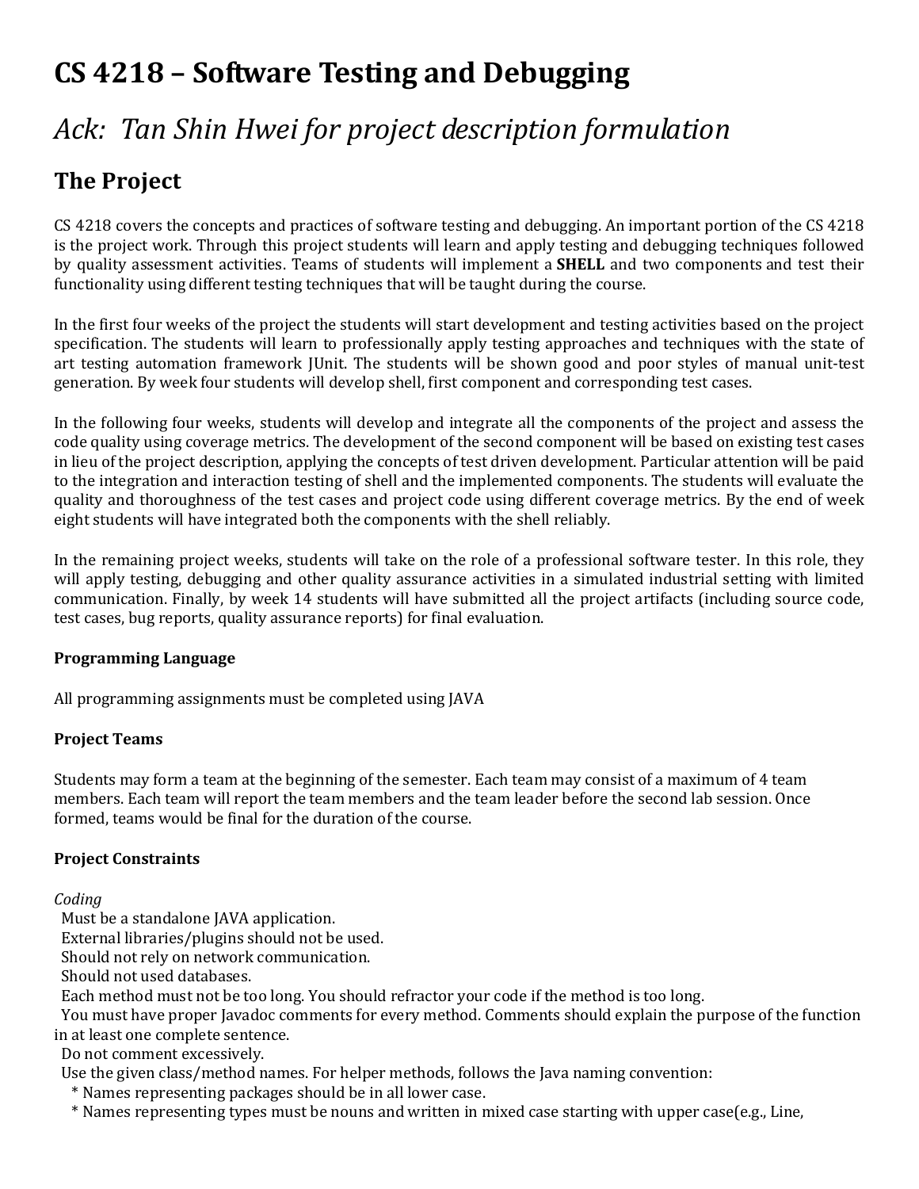# CS 4218 – Software Testing and Debugging

## *Ack: Tan Shin Hwei for project description formulation*

## The Project

CS 4218 covers the concepts and practices of software testing and debugging. An important portion of the CS 4218 is the project work. Through this project students will learn and apply testing and debugging techniques followed by quality assessment activities. Teams of students will implement a **SHELL** and two components and test their functionality using different testing techniques that will be taught during the course.

In the first four weeks of the project the students will start development and testing activities based on the project specification. The students will learn to professionally apply testing approaches and techniques with the state of art testing automation framework JUnit. The students will be shown good and poor styles of manual unit-test generation. By week four students will develop shell, first component and corresponding test cases.

In the following four weeks, students will develop and integrate all the components of the project and assess the code quality using coverage metrics. The development of the second component will be based on existing test cases in lieu of the project description, applying the concepts of test driven development. Particular attention will be paid to the integration and interaction testing of shell and the implemented components. The students will evaluate the quality and thoroughness of the test cases and project code using different coverage metrics. By the end of week eight students will have integrated both the components with the shell reliably.

In the remaining project weeks, students will take on the role of a professional software tester. In this role, they will apply testing, debugging and other quality assurance activities in a simulated industrial setting with limited communication. Finally, by week 14 students will have submitted all the project artifacts (including source code, test cases, bug reports, quality assurance reports) for final evaluation.

**Programming Language**

All programming assignments must be completed using JAVA

**Project Teams**

Students may form a team at the beginning of the semester. Each team may consist of a maximum of 4 team members. Each team will report the team members and the team leader before the second lab session. Once formed, teams would be final for the duration of the course.

**Project Constraints**

*Coding*

Must be a standalone JAVA application.
External libraries/plugins should not be used.
Should not rely on network communication.
Should not used databases.
Each method must not be too long. You should refractor your code if the method is too long.
You must have proper Javadoc comments for every method. Comments should explain the purpose of the function in at least one complete sentence.
Do not comment excessively.
Use the given class/method names. For helper methods, follows the Java naming convention:
* Names representing packages should be in all lower case.
* Names representing types must be nouns and written in mixed case starting with upper case(e.g., Line,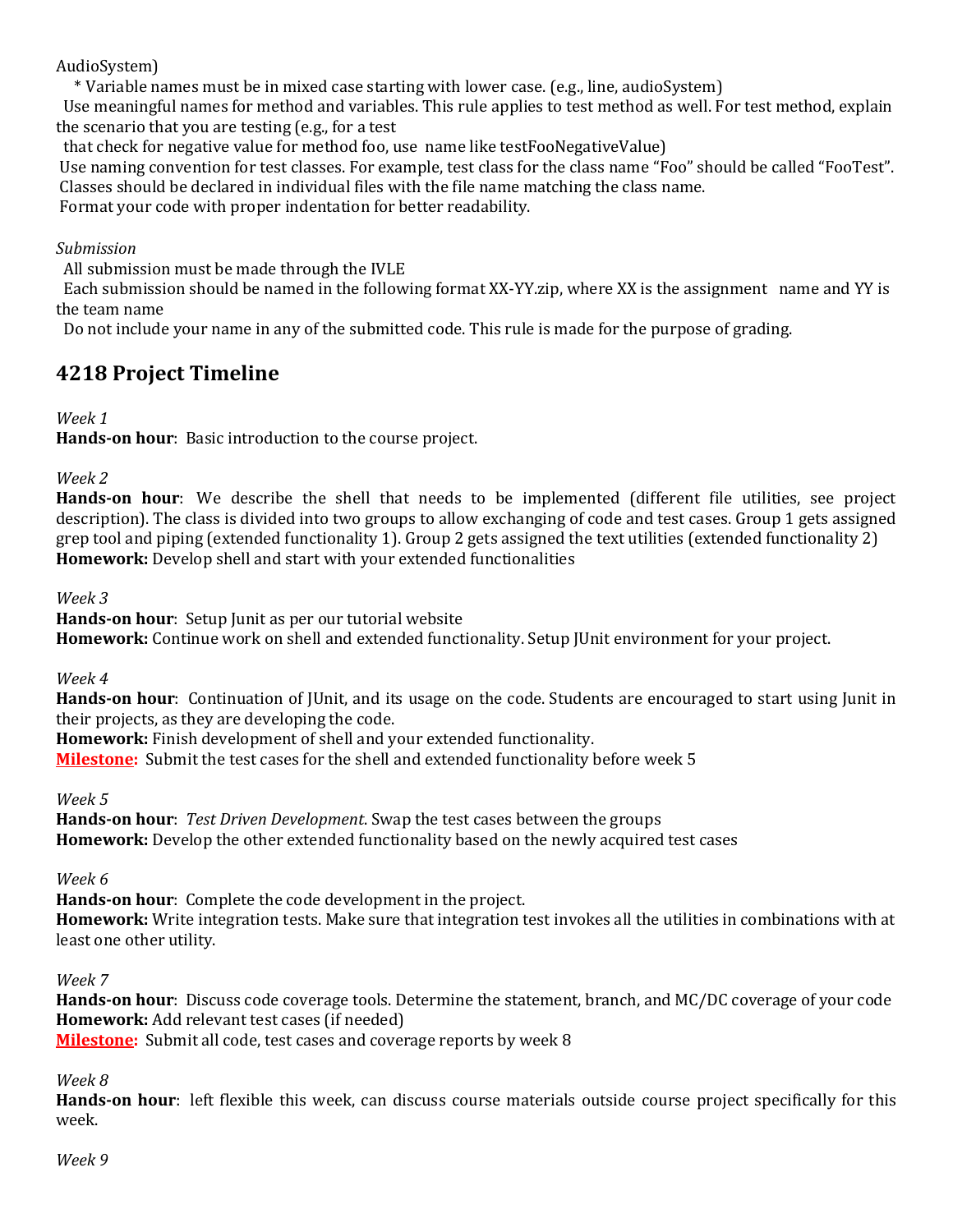AudioSystem)

* Variable names must be in mixed case starting with lower case. (e.g., line, audioSystem)

Use meaningful names for method and variables. This rule applies to test method as well. For test method, explain the scenario that you are testing (e.g., for a test that check for negative value for method foo, use name like testFooNegativeValue)

Use naming convention for test classes. For example, test class for the class name "Foo" should be called "FooTest".

Classes should be declared in individual files with the file name matching the class name.

Format your code with proper indentation for better readability.

*Submission*

All submission must be made through the IVLE

Each submission should be named in the following format XX-YY.zip, where XX is the assignment name and YY is the team name

Do not include your name in any of the submitted code. This rule is made for the purpose of grading.

## 4218 Project Timeline

*Week 1*

**Hands-on hour**: Basic introduction to the course project.

*Week 2*

**Hands-on hour**: We describe the shell that needs to be implemented (different file utilities, see project description). The class is divided into two groups to allow exchanging of code and test cases. Group 1 gets assigned grep tool and piping (extended functionality 1). Group 2 gets assigned the text utilities (extended functionality 2)

**Homework:** Develop shell and start with your extended functionalities

*Week 3*

**Hands-on hour**: Setup Junit as per our tutorial website

**Homework:** Continue work on shell and extended functionality. Setup JUnit environment for your project.

*Week 4*

**Hands-on hour**: Continuation of JUnit, and its usage on the code. Students are encouraged to start using Junit in their projects, as they are developing the code.

**Homework:** Finish development of shell and your extended functionality.

**Milestone:** Submit the test cases for the shell and extended functionality before week 5

*Week 5*

**Hands-on hour**: *Test Driven Development*. Swap the test cases between the groups

**Homework:** Develop the other extended functionality based on the newly acquired test cases

*Week 6*

**Hands-on hour**: Complete the code development in the project.

**Homework:** Write integration tests. Make sure that integration test invokes all the utilities in combinations with at least one other utility.

*Week 7*

**Hands-on hour**: Discuss code coverage tools. Determine the statement, branch, and MC/DC coverage of your code

**Homework:** Add relevant test cases (if needed)

**Milestone:** Submit all code, test cases and coverage reports by week 8

*Week 8*

**Hands-on hour**: left flexible this week, can discuss course materials outside course project specifically for this week.

*Week 9*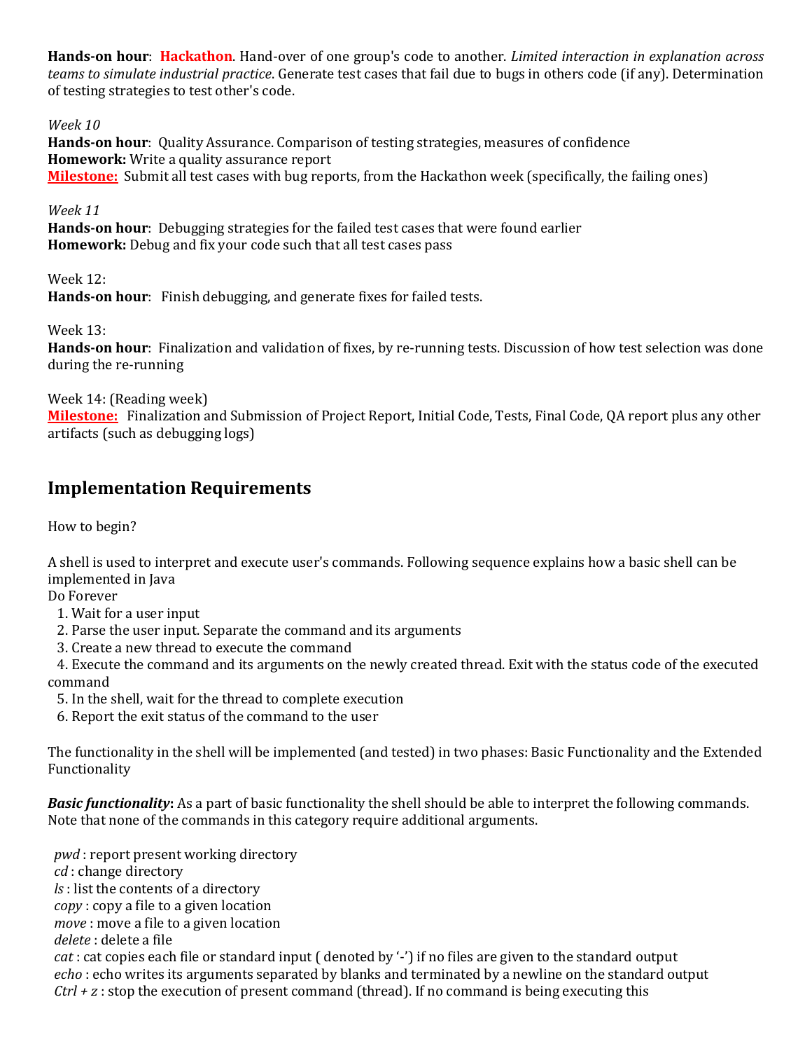**Hands-on hour**: **Hackathon**. Hand-over of one group's code to another. *Limited interaction in explanation across teams to simulate industrial practice*. Generate test cases that fail due to bugs in others code (if any). Determination of testing strategies to test other's code.

*Week 10*
**Hands-on hour**: Quality Assurance. Comparison of testing strategies, measures of confidence
**Homework:** Write a quality assurance report
**Milestone:** Submit all test cases with bug reports, from the Hackathon week (specifically, the failing ones)

*Week 11*
**Hands-on hour**: Debugging strategies for the failed test cases that were found earlier
**Homework:** Debug and fix your code such that all test cases pass

Week 12:
**Hands-on hour**: Finish debugging, and generate fixes for failed tests.

Week 13:
**Hands-on hour**: Finalization and validation of fixes, by re-running tests. Discussion of how test selection was done during the re-running

Week 14: (Reading week)
**Milestone:** Finalization and Submission of Project Report, Initial Code, Tests, Final Code, QA report plus any other artifacts (such as debugging logs)

## Implementation Requirements

How to begin?

A shell is used to interpret and execute user's commands. Following sequence explains how a basic shell can be implemented in Java
Do Forever

1. Wait for a user input
2. Parse the user input. Separate the command and its arguments
3. Create a new thread to execute the command
4. Execute the command and its arguments on the newly created thread. Exit with the status code of the executed command
5. In the shell, wait for the thread to complete execution
6. Report the exit status of the command to the user

The functionality in the shell will be implemented (and tested) in two phases: Basic Functionality and the Extended Functionality

***Basic functionality*:** As a part of basic functionality the shell should be able to interpret the following commands. Note that none of the commands in this category require additional arguments.

*pwd* : report present working directory
*cd* : change directory
*ls* : list the contents of a directory
*copy* : copy a file to a given location
*move* : move a file to a given location
*delete* : delete a file
*cat* : cat copies each file or standard input ( denoted by '-') if no files are given to the standard output
*echo* : echo writes its arguments separated by blanks and terminated by a newline on the standard output
*Ctrl + z* : stop the execution of present command (thread). If no command is being executing this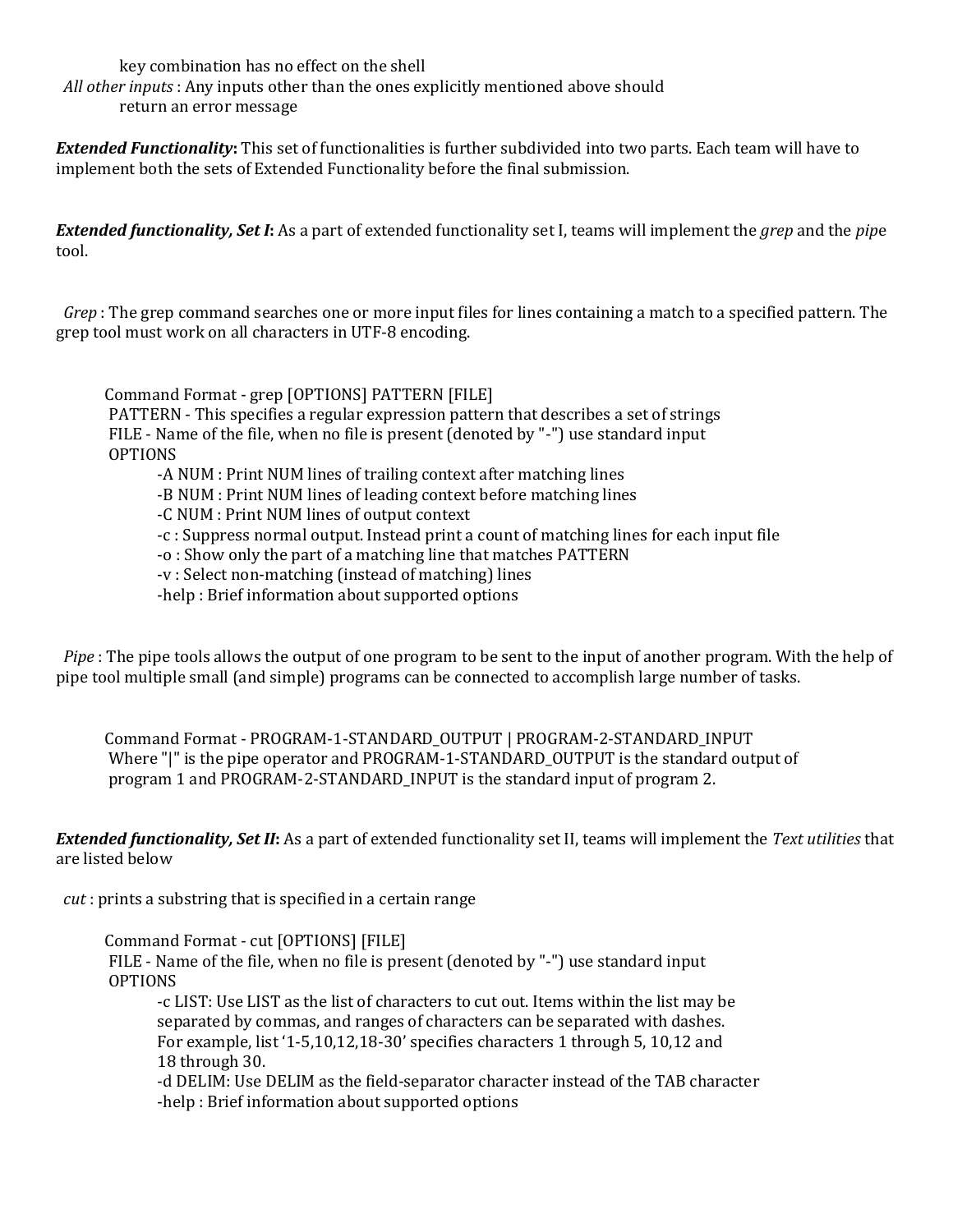key combination has no effect on the shell

*All other inputs* : Any inputs other than the ones explicitly mentioned above should return an error message

***Extended Functionality*:** This set of functionalities is further subdivided into two parts. Each team will have to implement both the sets of Extended Functionality before the final submission.

***Extended functionality, Set I*:** As a part of extended functionality set I, teams will implement the *grep* and the *pip*e tool.

*Grep* : The grep command searches one or more input files for lines containing a match to a specified pattern. The grep tool must work on all characters in UTF-8 encoding.

Command Format - grep [OPTIONS] PATTERN [FILE]
PATTERN - This specifies a regular expression pattern that describes a set of strings
FILE - Name of the file, when no file is present (denoted by "-") use standard input
OPTIONS

- -A NUM : Print NUM lines of trailing context after matching lines
- -B NUM : Print NUM lines of leading context before matching lines
- -C NUM : Print NUM lines of output context
- -c : Suppress normal output. Instead print a count of matching lines for each input file
- -o : Show only the part of a matching line that matches PATTERN
- -v : Select non-matching (instead of matching) lines
- -help : Brief information about supported options

*Pipe* : The pipe tools allows the output of one program to be sent to the input of another program. With the help of pipe tool multiple small (and simple) programs can be connected to accomplish large number of tasks.

Command Format - PROGRAM-1-STANDARD_OUTPUT | PROGRAM-2-STANDARD_INPUT
Where "|" is the pipe operator and PROGRAM-1-STANDARD_OUTPUT is the standard output of program 1 and PROGRAM-2-STANDARD_INPUT is the standard input of program 2.

***Extended functionality, Set II*:** As a part of extended functionality set II, teams will implement the *Text utilities* that are listed below

*cut* : prints a substring that is specified in a certain range

Command Format - cut [OPTIONS] [FILE]
FILE - Name of the file, when no file is present (denoted by "-") use standard input
OPTIONS

- -c LIST: Use LIST as the list of characters to cut out. Items within the list may be separated by commas, and ranges of characters can be separated with dashes. For example, list '1-5,10,12,18-30' specifies characters 1 through 5, 10,12 and 18 through 30.
- -d DELIM: Use DELIM as the field-separator character instead of the TAB character
- -help : Brief information about supported options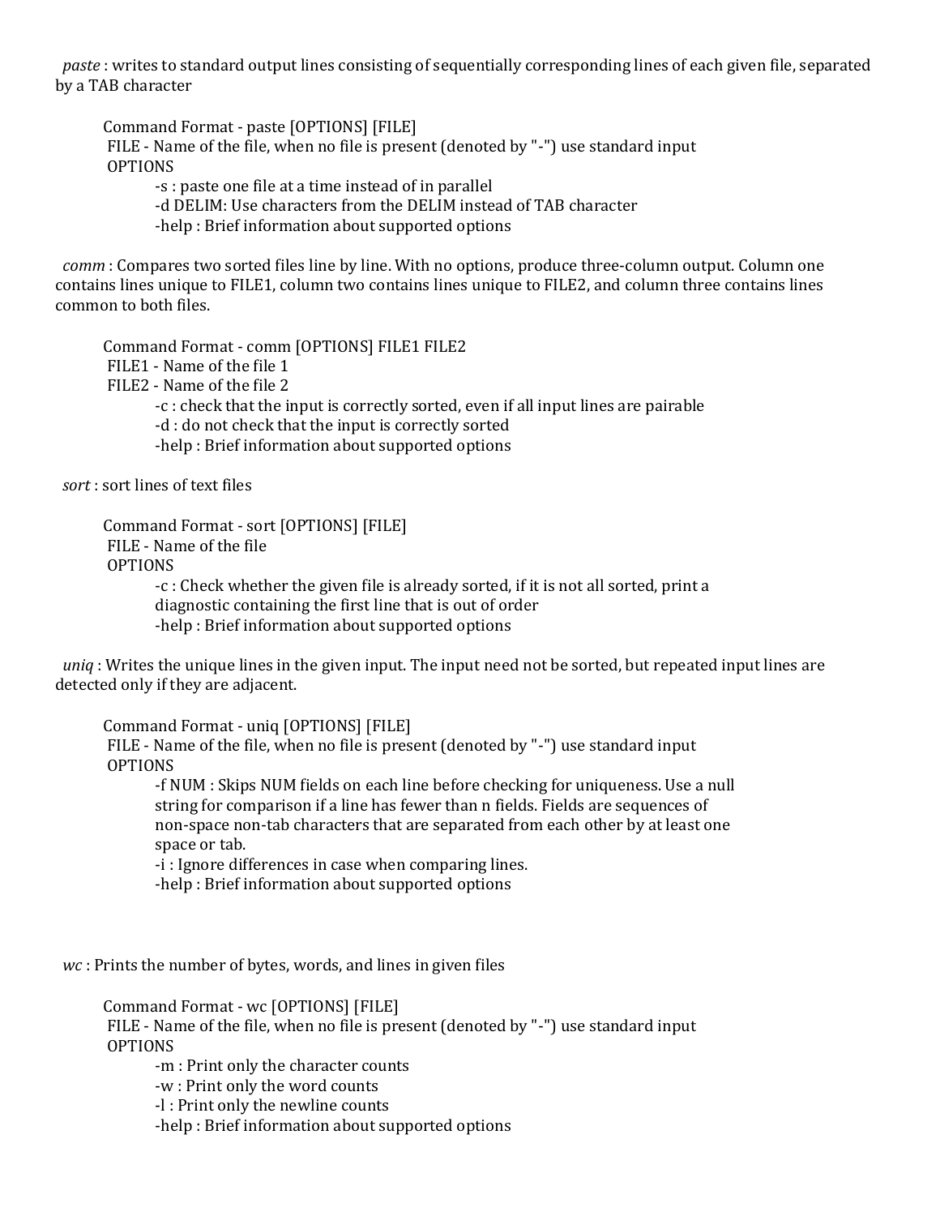*paste* : writes to standard output lines consisting of sequentially corresponding lines of each given file, separated by a TAB character

Command Format - paste [OPTIONS] [FILE]
FILE - Name of the file, when no file is present (denoted by "-") use standard input
OPTIONS
- -s : paste one file at a time instead of in parallel
- -d DELIM: Use characters from the DELIM instead of TAB character
- -help : Brief information about supported options

*comm* : Compares two sorted files line by line. With no options, produce three-column output. Column one contains lines unique to FILE1, column two contains lines unique to FILE2, and column three contains lines common to both files.

Command Format - comm [OPTIONS] FILE1 FILE2
FILE1 - Name of the file 1
FILE2 - Name of the file 2
- -c : check that the input is correctly sorted, even if all input lines are pairable
- -d : do not check that the input is correctly sorted
- -help : Brief information about supported options

*sort* : sort lines of text files

Command Format - sort [OPTIONS] [FILE]
FILE - Name of the file
OPTIONS
- -c : Check whether the given file is already sorted, if it is not all sorted, print a diagnostic containing the first line that is out of order
- -help : Brief information about supported options

*uniq* : Writes the unique lines in the given input. The input need not be sorted, but repeated input lines are detected only if they are adjacent.

Command Format - uniq [OPTIONS] [FILE]
FILE - Name of the file, when no file is present (denoted by "-") use standard input
OPTIONS
- -f NUM : Skips NUM fields on each line before checking for uniqueness. Use a null string for comparison if a line has fewer than n fields. Fields are sequences of non-space non-tab characters that are separated from each other by at least one space or tab.
- -i : Ignore differences in case when comparing lines.
- -help : Brief information about supported options

*wc* : Prints the number of bytes, words, and lines in given files

Command Format - wc [OPTIONS] [FILE]
FILE - Name of the file, when no file is present (denoted by "-") use standard input
OPTIONS
- -m : Print only the character counts
- -w : Print only the word counts
- -l : Print only the newline counts
- -help : Brief information about supported options